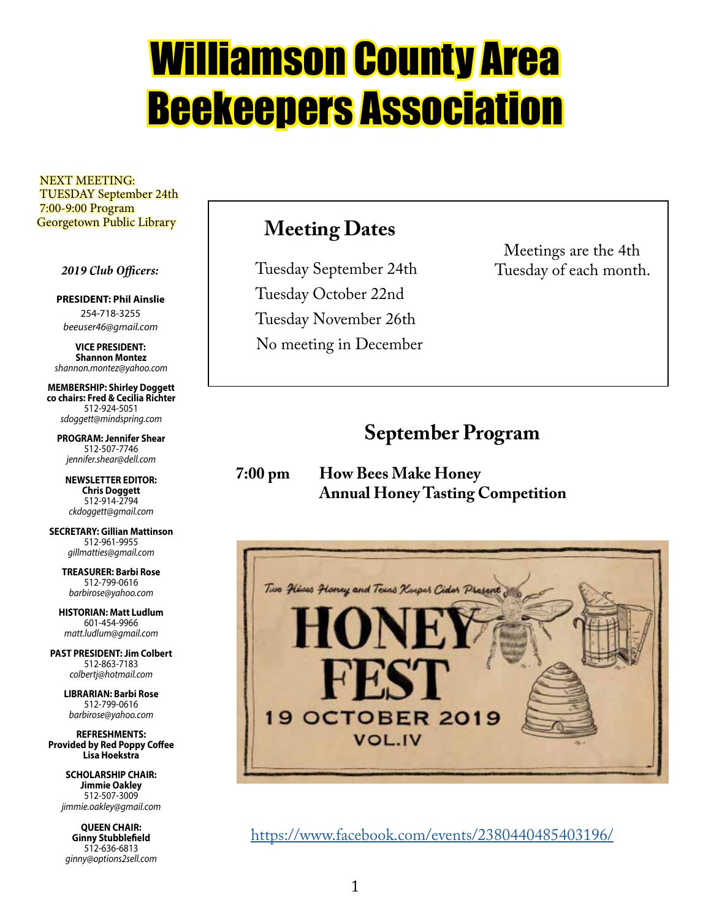# Williamson County Area Beekeepers Association

NEXT MEETING:
TUESDAY September 24th
7:00-9:00 Program
Georgetown Public Library

*2019 Club Officers:*

**PRESIDENT: Phil Ainslie**
254-718-3255
*beeuser46@gmail.com*

**VICE PRESIDENT:**
**Shannon Montez**
*shannon.montez@yahoo.com*

**MEMBERSHIP: Shirley Doggett**
**co chairs: Fred & Cecilia Richter**
512-924-5051
*sdoggett@mindspring.com*

**PROGRAM: Jennifer Shear**
512-507-7746
*jennifer.shear@dell.com*

**NEWSLETTER EDITOR:**
**Chris Doggett**
512-914-2794
*ckdoggett@gmail.com*

**SECRETARY: Gillian Mattinson**
512-961-9955
*gillmatties@gmail.com*

**TREASURER: Barbi Rose**
512-799-0616
*barbirose@yahoo.com*

**HISTORIAN: Matt Ludlum**
601-454-9966
*matt.ludlum@gmail.com*

**PAST PRESIDENT: Jim Colbert**
512-863-7183
*colbertj@hotmail.com*

**LIBRARIAN: Barbi Rose**
512-799-0616
*barbirose@yahoo.com*

**REFRESHMENTS:**
**Provided by Red Poppy Coffee**
**Lisa Hoekstra**

**SCHOLARSHIP CHAIR:**
**Jimmie Oakley**
512-507-3009
*jimmie.oakley@gmail.com*

**QUEEN CHAIR:**
**Ginny Stubblefield**
512-636-6813
*ginny@options2sell.com*

## Meeting Dates

Tuesday September 24th
Tuesday October 22nd
Tuesday November 26th
No meeting in December

Meetings are the 4th Tuesday of each month.

## September Program

**7:00 pm** **How Bees Make Honey**
**Annual Honey Tasting Competition**

Two Hives Honey and Texas Keeper Cider Present
HONEY FEST
19 OCTOBER 2019
VOL.IV

https://www.facebook.com/events/2380440485403196/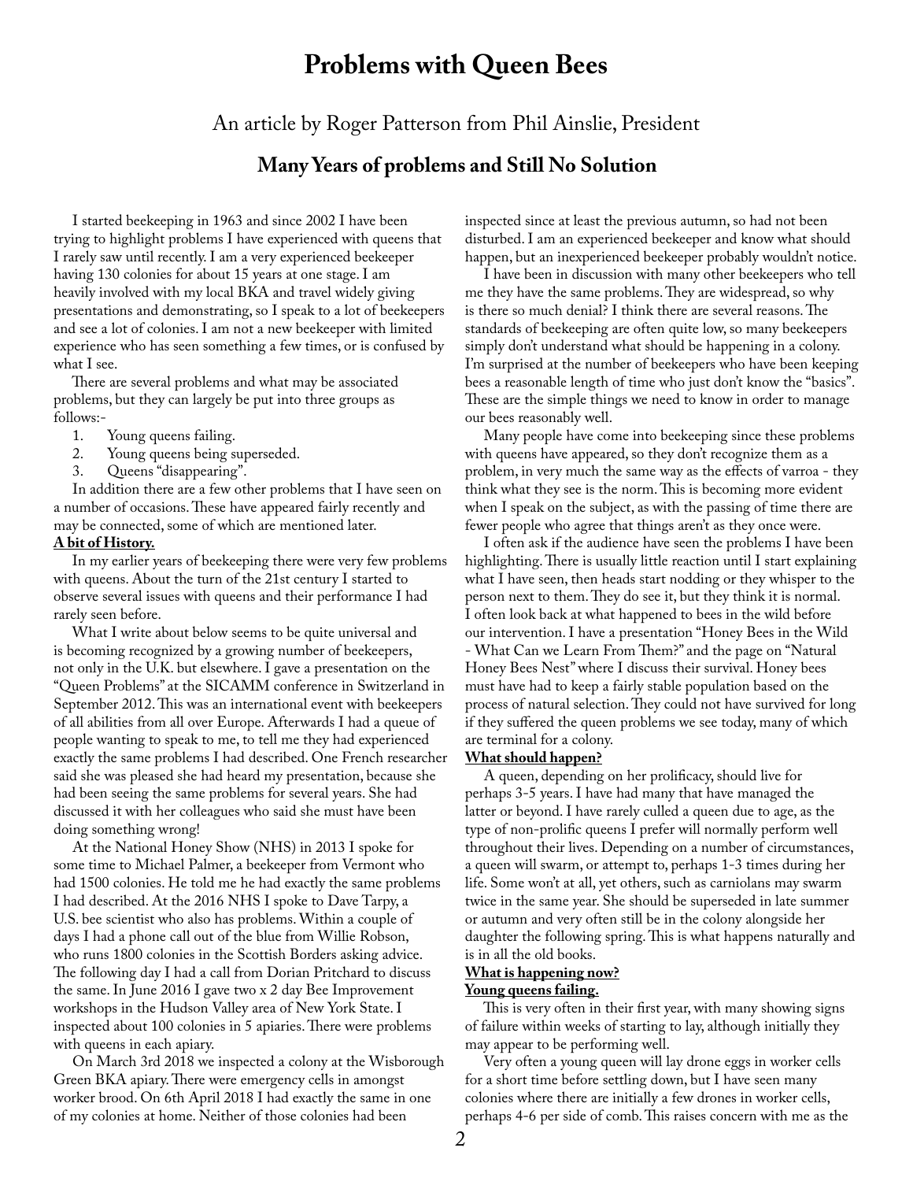# Problems with Queen Bees

An article by Roger Patterson from Phil Ainslie, President

## Many Years of problems and Still No Solution

I started beekeeping in 1963 and since 2002 I have been trying to highlight problems I have experienced with queens that I rarely saw until recently. I am a very experienced beekeeper having 130 colonies for about 15 years at one stage. I am heavily involved with my local BKA and travel widely giving presentations and demonstrating, so I speak to a lot of beekeepers and see a lot of colonies. I am not a new beekeeper with limited experience who has seen something a few times, or is confused by what I see.

There are several problems and what may be associated problems, but they can largely be put into three groups as follows:-

1. Young queens failing.
2. Young queens being superseded.
3. Queens "disappearing".

In addition there are a few other problems that I have seen on a number of occasions. These have appeared fairly recently and may be connected, some of which are mentioned later.

**A bit of History.**

In my earlier years of beekeeping there were very few problems with queens. About the turn of the 21st century I started to observe several issues with queens and their performance I had rarely seen before.

What I write about below seems to be quite universal and is becoming recognized by a growing number of beekeepers, not only in the U.K. but elsewhere. I gave a presentation on the "Queen Problems" at the SICAMM conference in Switzerland in September 2012. This was an international event with beekeepers of all abilities from all over Europe. Afterwards I had a queue of people wanting to speak to me, to tell me they had experienced exactly the same problems I had described. One French researcher said she was pleased she had heard my presentation, because she had been seeing the same problems for several years. She had discussed it with her colleagues who said she must have been doing something wrong!

At the National Honey Show (NHS) in 2013 I spoke for some time to Michael Palmer, a beekeeper from Vermont who had 1500 colonies. He told me he had exactly the same problems I had described. At the 2016 NHS I spoke to Dave Tarpy, a U.S. bee scientist who also has problems. Within a couple of days I had a phone call out of the blue from Willie Robson, who runs 1800 colonies in the Scottish Borders asking advice. The following day I had a call from Dorian Pritchard to discuss the same. In June 2016 I gave two x 2 day Bee Improvement workshops in the Hudson Valley area of New York State. I inspected about 100 colonies in 5 apiaries. There were problems with queens in each apiary.

On March 3rd 2018 we inspected a colony at the Wisborough Green BKA apiary. There were emergency cells in amongst worker brood. On 6th April 2018 I had exactly the same in one of my colonies at home. Neither of those colonies had been inspected since at least the previous autumn, so had not been disturbed. I am an experienced beekeeper and know what should happen, but an inexperienced beekeeper probably wouldn't notice.

I have been in discussion with many other beekeepers who tell me they have the same problems. They are widespread, so why is there so much denial? I think there are several reasons. The standards of beekeeping are often quite low, so many beekeepers simply don't understand what should be happening in a colony. I'm surprised at the number of beekeepers who have been keeping bees a reasonable length of time who just don't know the "basics". These are the simple things we need to know in order to manage our bees reasonably well.

Many people have come into beekeeping since these problems with queens have appeared, so they don't recognize them as a problem, in very much the same way as the effects of varroa - they think what they see is the norm. This is becoming more evident when I speak on the subject, as with the passing of time there are fewer people who agree that things aren't as they once were.

I often ask if the audience have seen the problems I have been highlighting. There is usually little reaction until I start explaining what I have seen, then heads start nodding or they whisper to the person next to them. They do see it, but they think it is normal. I often look back at what happened to bees in the wild before our intervention. I have a presentation "Honey Bees in the Wild - What Can we Learn From Them?" and the page on "Natural Honey Bees Nest" where I discuss their survival. Honey bees must have had to keep a fairly stable population based on the process of natural selection. They could not have survived for long if they suffered the queen problems we see today, many of which are terminal for a colony.

**What should happen?**

A queen, depending on her prolificacy, should live for perhaps 3-5 years. I have had many that have managed the latter or beyond. I have rarely culled a queen due to age, as the type of non-prolific queens I prefer will normally perform well throughout their lives. Depending on a number of circumstances, a queen will swarm, or attempt to, perhaps 1-3 times during her life. Some won't at all, yet others, such as carniolans may swarm twice in the same year. She should be superseded in late summer or autumn and very often still be in the colony alongside her daughter the following spring. This is what happens naturally and is in all the old books.

**What is happening now?**

**Young queens failing.**

This is very often in their first year, with many showing signs of failure within weeks of starting to lay, although initially they may appear to be performing well.

Very often a young queen will lay drone eggs in worker cells for a short time before settling down, but I have seen many colonies where there are initially a few drones in worker cells, perhaps 4-6 per side of comb. This raises concern with me as the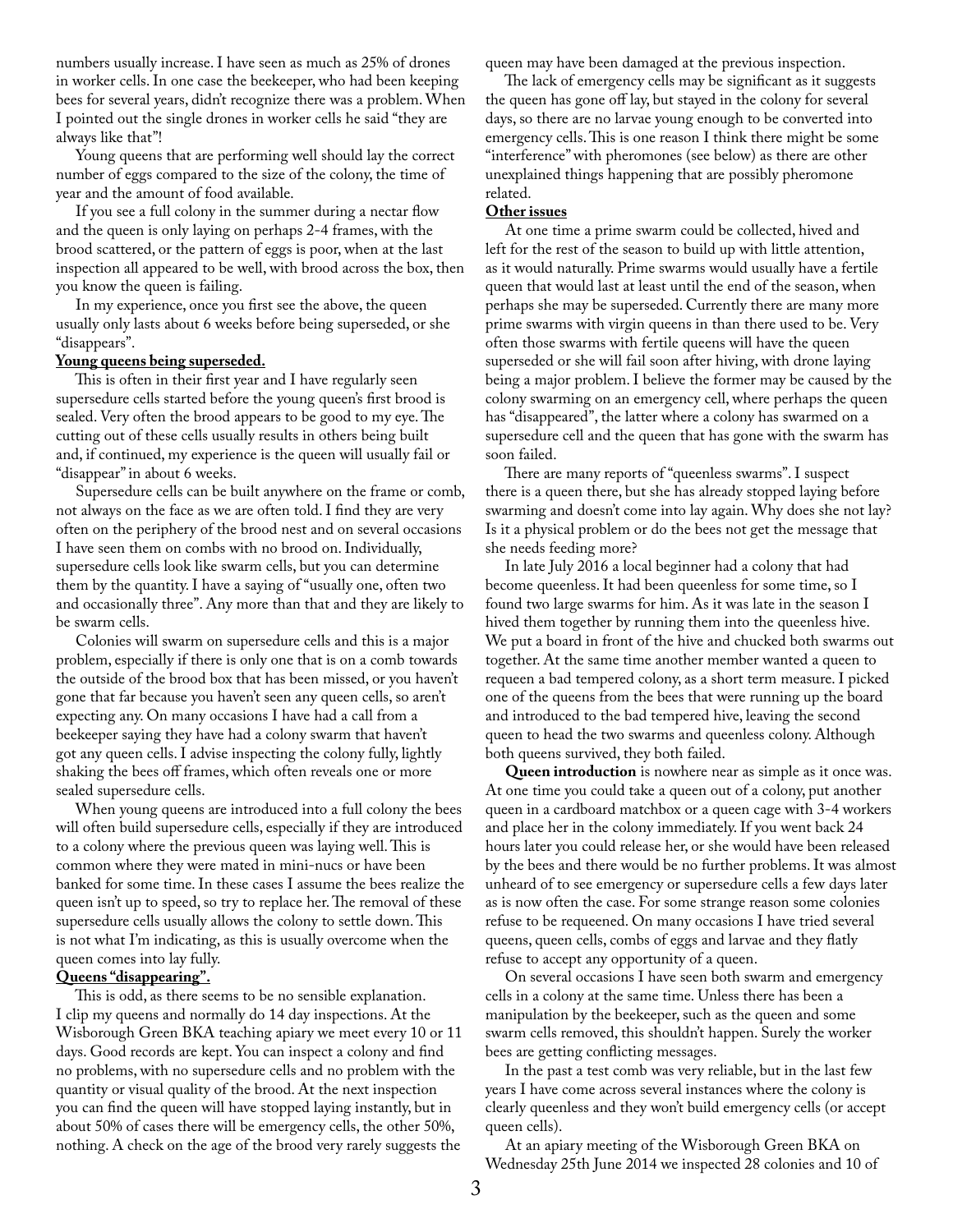numbers usually increase. I have seen as much as 25% of drones in worker cells. In one case the beekeeper, who had been keeping bees for several years, didn't recognize there was a problem. When I pointed out the single drones in worker cells he said "they are always like that"!

Young queens that are performing well should lay the correct number of eggs compared to the size of the colony, the time of year and the amount of food available.

If you see a full colony in the summer during a nectar flow and the queen is only laying on perhaps 2-4 frames, with the brood scattered, or the pattern of eggs is poor, when at the last inspection all appeared to be well, with brood across the box, then you know the queen is failing.

In my experience, once you first see the above, the queen usually only lasts about 6 weeks before being superseded, or she "disappears".

**Young queens being superseded.**

This is often in their first year and I have regularly seen supersedure cells started before the young queen's first brood is sealed. Very often the brood appears to be good to my eye. The cutting out of these cells usually results in others being built and, if continued, my experience is the queen will usually fail or "disappear" in about 6 weeks.

Supersedure cells can be built anywhere on the frame or comb, not always on the face as we are often told. I find they are very often on the periphery of the brood nest and on several occasions I have seen them on combs with no brood on. Individually, supersedure cells look like swarm cells, but you can determine them by the quantity. I have a saying of "usually one, often two and occasionally three". Any more than that and they are likely to be swarm cells.

Colonies will swarm on supersedure cells and this is a major problem, especially if there is only one that is on a comb towards the outside of the brood box that has been missed, or you haven't gone that far because you haven't seen any queen cells, so aren't expecting any. On many occasions I have had a call from a beekeeper saying they have had a colony swarm that haven't got any queen cells. I advise inspecting the colony fully, lightly shaking the bees off frames, which often reveals one or more sealed supersedure cells.

When young queens are introduced into a full colony the bees will often build supersedure cells, especially if they are introduced to a colony where the previous queen was laying well. This is common where they were mated in mini-nucs or have been banked for some time. In these cases I assume the bees realize the queen isn't up to speed, so try to replace her. The removal of these supersedure cells usually allows the colony to settle down. This is not what I'm indicating, as this is usually overcome when the queen comes into lay fully.

**Queens "disappearing".**

This is odd, as there seems to be no sensible explanation. I clip my queens and normally do 14 day inspections. At the Wisborough Green BKA teaching apiary we meet every 10 or 11 days. Good records are kept. You can inspect a colony and find no problems, with no supersedure cells and no problem with the quantity or visual quality of the brood. At the next inspection you can find the queen will have stopped laying instantly, but in about 50% of cases there will be emergency cells, the other 50%, nothing. A check on the age of the brood very rarely suggests the queen may have been damaged at the previous inspection.

The lack of emergency cells may be significant as it suggests the queen has gone off lay, but stayed in the colony for several days, so there are no larvae young enough to be converted into emergency cells. This is one reason I think there might be some "interference" with pheromones (see below) as there are other unexplained things happening that are possibly pheromone related.

**Other issues**

At one time a prime swarm could be collected, hived and left for the rest of the season to build up with little attention, as it would naturally. Prime swarms would usually have a fertile queen that would last at least until the end of the season, when perhaps she may be superseded. Currently there are many more prime swarms with virgin queens in than there used to be. Very often those swarms with fertile queens will have the queen superseded or she will fail soon after hiving, with drone laying being a major problem. I believe the former may be caused by the colony swarming on an emergency cell, where perhaps the queen has "disappeared", the latter where a colony has swarmed on a supersedure cell and the queen that has gone with the swarm has soon failed.

There are many reports of "queenless swarms". I suspect there is a queen there, but she has already stopped laying before swarming and doesn't come into lay again. Why does she not lay? Is it a physical problem or do the bees not get the message that she needs feeding more?

In late July 2016 a local beginner had a colony that had become queenless. It had been queenless for some time, so I found two large swarms for him. As it was late in the season I hived them together by running them into the queenless hive. We put a board in front of the hive and chucked both swarms out together. At the same time another member wanted a queen to requeen a bad tempered colony, as a short term measure. I picked one of the queens from the bees that were running up the board and introduced to the bad tempered hive, leaving the second queen to head the two swarms and queenless colony. Although both queens survived, they both failed.

**Queen introduction** is nowhere near as simple as it once was. At one time you could take a queen out of a colony, put another queen in a cardboard matchbox or a queen cage with 3-4 workers and place her in the colony immediately. If you went back 24 hours later you could release her, or she would have been released by the bees and there would be no further problems. It was almost unheard of to see emergency or supersedure cells a few days later as is now often the case. For some strange reason some colonies refuse to be requeened. On many occasions I have tried several queens, queen cells, combs of eggs and larvae and they flatly refuse to accept any opportunity of a queen.

On several occasions I have seen both swarm and emergency cells in a colony at the same time. Unless there has been a manipulation by the beekeeper, such as the queen and some swarm cells removed, this shouldn't happen. Surely the worker bees are getting conflicting messages.

In the past a test comb was very reliable, but in the last few years I have come across several instances where the colony is clearly queenless and they won't build emergency cells (or accept queen cells).

At an apiary meeting of the Wisborough Green BKA on Wednesday 25th June 2014 we inspected 28 colonies and 10 of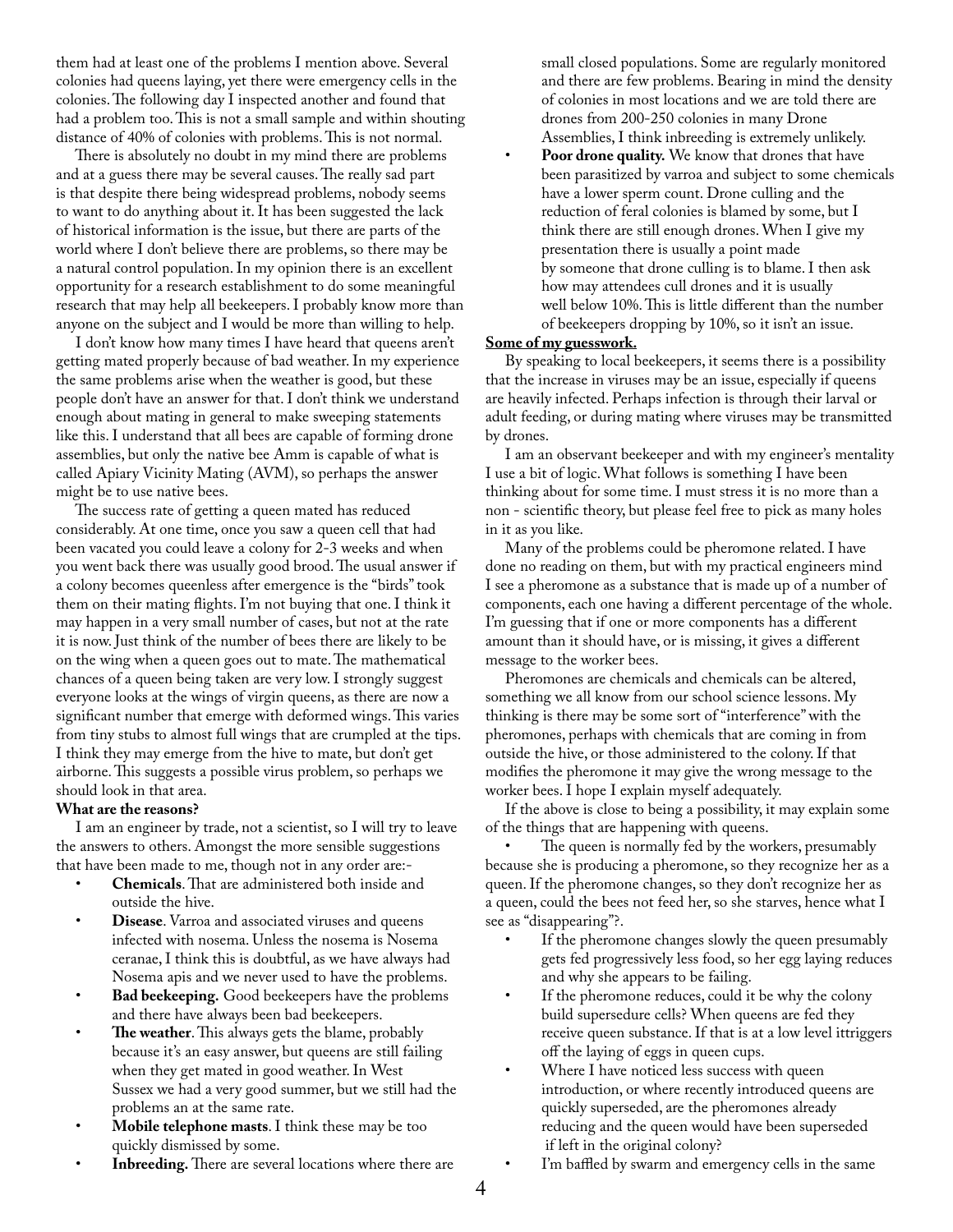them had at least one of the problems I mention above. Several colonies had queens laying, yet there were emergency cells in the colonies. The following day I inspected another and found that had a problem too. This is not a small sample and within shouting distance of 40% of colonies with problems. This is not normal.

There is absolutely no doubt in my mind there are problems and at a guess there may be several causes. The really sad part is that despite there being widespread problems, nobody seems to want to do anything about it. It has been suggested the lack of historical information is the issue, but there are parts of the world where I don't believe there are problems, so there may be a natural control population. In my opinion there is an excellent opportunity for a research establishment to do some meaningful research that may help all beekeepers. I probably know more than anyone on the subject and I would be more than willing to help.

I don't know how many times I have heard that queens aren't getting mated properly because of bad weather. In my experience the same problems arise when the weather is good, but these people don't have an answer for that. I don't think we understand enough about mating in general to make sweeping statements like this. I understand that all bees are capable of forming drone assemblies, but only the native bee Amm is capable of what is called Apiary Vicinity Mating (AVM), so perhaps the answer might be to use native bees.

The success rate of getting a queen mated has reduced considerably. At one time, once you saw a queen cell that had been vacated you could leave a colony for 2-3 weeks and when you went back there was usually good brood. The usual answer if a colony becomes queenless after emergence is the "birds" took them on their mating flights. I'm not buying that one. I think it may happen in a very small number of cases, but not at the rate it is now. Just think of the number of bees there are likely to be on the wing when a queen goes out to mate. The mathematical chances of a queen being taken are very low. I strongly suggest everyone looks at the wings of virgin queens, as there are now a significant number that emerge with deformed wings. This varies from tiny stubs to almost full wings that are crumpled at the tips. I think they may emerge from the hive to mate, but don't get airborne. This suggests a possible virus problem, so perhaps we should look in that area.

**What are the reasons?**

I am an engineer by trade, not a scientist, so I will try to leave the answers to others. Amongst the more sensible suggestions that have been made to me, though not in any order are:-

- **Chemicals**. That are administered both inside and outside the hive.
- **Disease**. Varroa and associated viruses and queens infected with nosema. Unless the nosema is Nosema ceranae, I think this is doubtful, as we have always had Nosema apis and we never used to have the problems.
- **Bad beekeeping.** Good beekeepers have the problems and there have always been bad beekeepers.
- **The weather**. This always gets the blame, probably because it's an easy answer, but queens are still failing when they get mated in good weather. In West Sussex we had a very good summer, but we still had the problems an at the same rate.
- **Mobile telephone masts**. I think these may be too quickly dismissed by some.
- **Inbreeding.** There are several locations where there are small closed populations. Some are regularly monitored and there are few problems. Bearing in mind the density of colonies in most locations and we are told there are drones from 200-250 colonies in many Drone Assemblies, I think inbreeding is extremely unlikely.
- **Poor drone quality.** We know that drones that have been parasitized by varroa and subject to some chemicals have a lower sperm count. Drone culling and the reduction of feral colonies is blamed by some, but I think there are still enough drones. When I give my presentation there is usually a point made by someone that drone culling is to blame. I then ask how may attendees cull drones and it is usually well below 10%. This is little different than the number of beekeepers dropping by 10%, so it isn't an issue.

**Some of my guesswork.**

By speaking to local beekeepers, it seems there is a possibility that the increase in viruses may be an issue, especially if queens are heavily infected. Perhaps infection is through their larval or adult feeding, or during mating where viruses may be transmitted by drones.

I am an observant beekeeper and with my engineer's mentality I use a bit of logic. What follows is something I have been thinking about for some time. I must stress it is no more than a non - scientific theory, but please feel free to pick as many holes in it as you like.

Many of the problems could be pheromone related. I have done no reading on them, but with my practical engineers mind I see a pheromone as a substance that is made up of a number of components, each one having a different percentage of the whole. I'm guessing that if one or more components has a different amount than it should have, or is missing, it gives a different message to the worker bees.

Pheromones are chemicals and chemicals can be altered, something we all know from our school science lessons. My thinking is there may be some sort of "interference" with the pheromones, perhaps with chemicals that are coming in from outside the hive, or those administered to the colony. If that modifies the pheromone it may give the wrong message to the worker bees. I hope I explain myself adequately.

If the above is close to being a possibility, it may explain some of the things that are happening with queens.

- The queen is normally fed by the workers, presumably because she is producing a pheromone, so they recognize her as a queen. If the pheromone changes, so they don't recognize her as a queen, could the bees not feed her, so she starves, hence what I see as "disappearing"?.
- If the pheromone changes slowly the queen presumably gets fed progressively less food, so her egg laying reduces and why she appears to be failing.
- If the pheromone reduces, could it be why the colony build supersedure cells? When queens are fed they receive queen substance. If that is at a low level ittriggers off the laying of eggs in queen cups.
- Where I have noticed less success with queen introduction, or where recently introduced queens are quickly superseded, are the pheromones already reducing and the queen would have been superseded if left in the original colony?
- I'm baffled by swarm and emergency cells in the same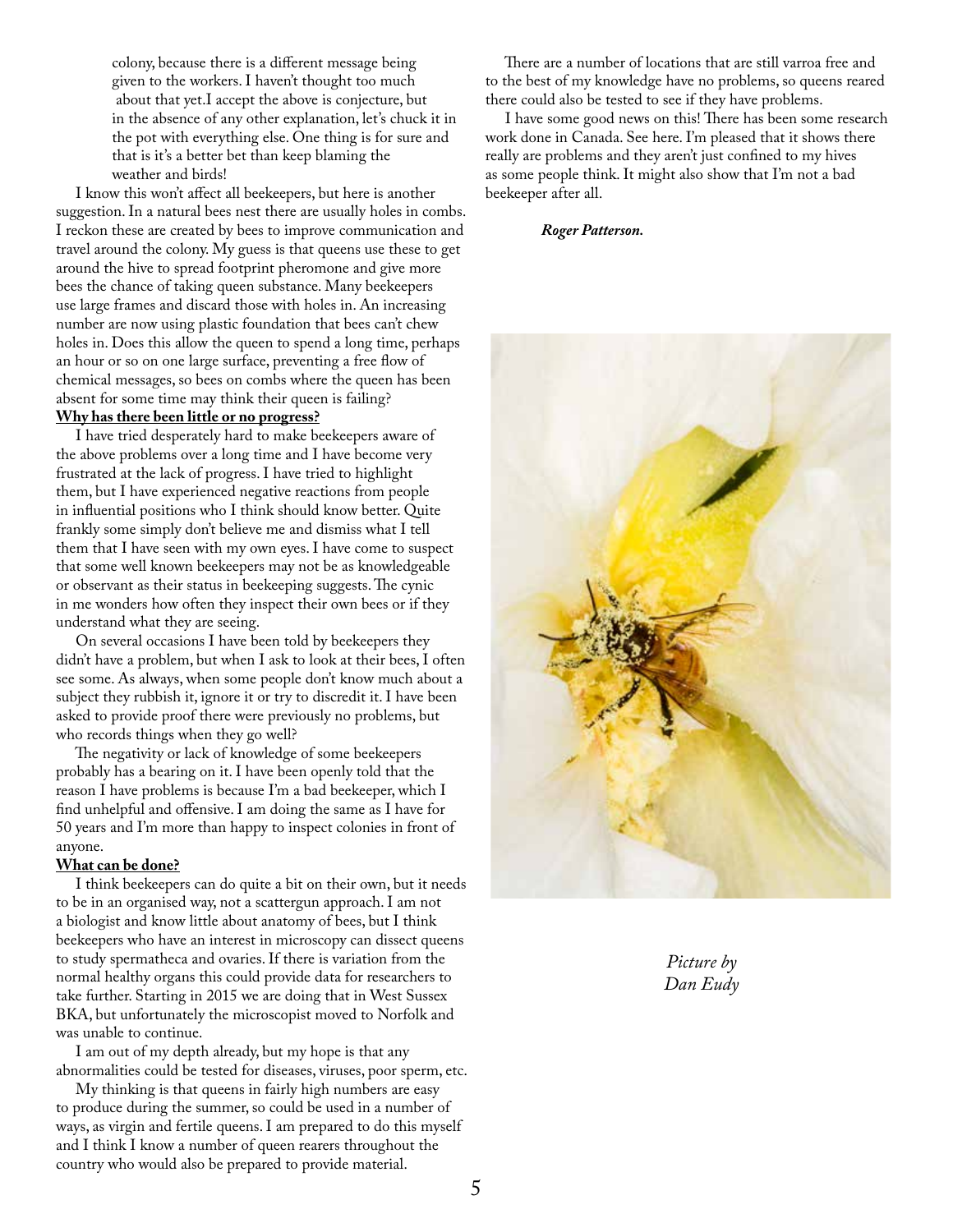colony, because there is a different message being given to the workers. I haven't thought too much about that yet.I accept the above is conjecture, but in the absence of any other explanation, let's chuck it in the pot with everything else. One thing is for sure and that is it's a better bet than keep blaming the weather and birds!

I know this won't affect all beekeepers, but here is another suggestion. In a natural bees nest there are usually holes in combs. I reckon these are created by bees to improve communication and travel around the colony. My guess is that queens use these to get around the hive to spread footprint pheromone and give more bees the chance of taking queen substance. Many beekeepers use large frames and discard those with holes in. An increasing number are now using plastic foundation that bees can't chew holes in. Does this allow the queen to spend a long time, perhaps an hour or so on one large surface, preventing a free flow of chemical messages, so bees on combs where the queen has been absent for some time may think their queen is failing?

**Why has there been little or no progress?**

I have tried desperately hard to make beekeepers aware of the above problems over a long time and I have become very frustrated at the lack of progress. I have tried to highlight them, but I have experienced negative reactions from people in influential positions who I think should know better. Quite frankly some simply don't believe me and dismiss what I tell them that I have seen with my own eyes. I have come to suspect that some well known beekeepers may not be as knowledgeable or observant as their status in beekeeping suggests. The cynic in me wonders how often they inspect their own bees or if they understand what they are seeing.

On several occasions I have been told by beekeepers they didn't have a problem, but when I ask to look at their bees, I often see some. As always, when some people don't know much about a subject they rubbish it, ignore it or try to discredit it. I have been asked to provide proof there were previously no problems, but who records things when they go well?

The negativity or lack of knowledge of some beekeepers probably has a bearing on it. I have been openly told that the reason I have problems is because I'm a bad beekeeper, which I find unhelpful and offensive. I am doing the same as I have for 50 years and I'm more than happy to inspect colonies in front of anyone.

**What can be done?**

I think beekeepers can do quite a bit on their own, but it needs to be in an organised way, not a scattergun approach. I am not a biologist and know little about anatomy of bees, but I think beekeepers who have an interest in microscopy can dissect queens to study spermatheca and ovaries. If there is variation from the normal healthy organs this could provide data for researchers to take further. Starting in 2015 we are doing that in West Sussex BKA, but unfortunately the microscopist moved to Norfolk and was unable to continue.

I am out of my depth already, but my hope is that any abnormalities could be tested for diseases, viruses, poor sperm, etc.

My thinking is that queens in fairly high numbers are easy to produce during the summer, so could be used in a number of ways, as virgin and fertile queens. I am prepared to do this myself and I think I know a number of queen rearers throughout the country who would also be prepared to provide material.

There are a number of locations that are still varroa free and to the best of my knowledge have no problems, so queens reared there could also be tested to see if they have problems.

I have some good news on this! There has been some research work done in Canada. See here. I'm pleased that it shows there really are problems and they aren't just confined to my hives as some people think. It might also show that I'm not a bad beekeeper after all.

***Roger Patterson.***

*Picture by Dan Eudy*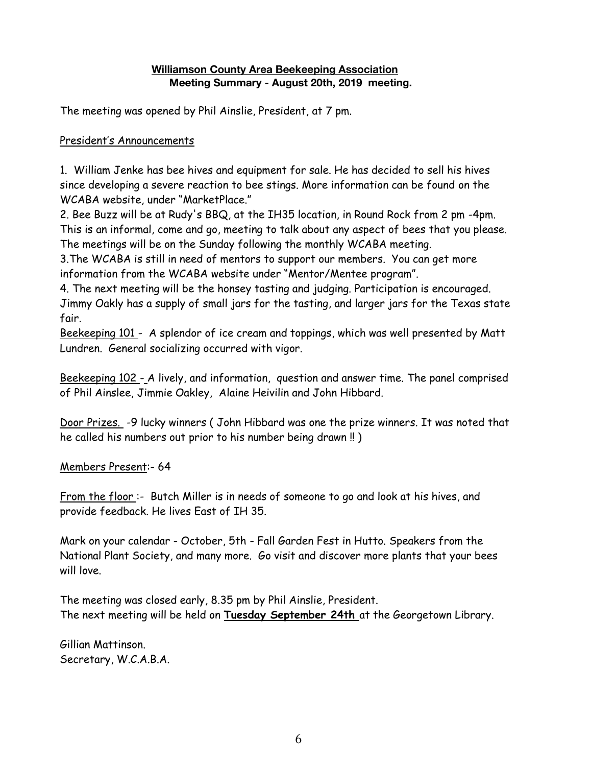**Williamson County Area Beekeeping Association**
**Meeting Summary - August 20th, 2019 meeting.**

The meeting was opened by Phil Ainslie, President, at 7 pm.

President's Announcements

1. William Jenke has bee hives and equipment for sale. He has decided to sell his hives since developing a severe reaction to bee stings. More information can be found on the WCABA website, under "MarketPlace."
2. Bee Buzz will be at Rudy's BBQ, at the IH35 location, in Round Rock from 2 pm -4pm. This is an informal, come and go, meeting to talk about any aspect of bees that you please. The meetings will be on the Sunday following the monthly WCABA meeting.
3. The WCABA is still in need of mentors to support our members. You can get more information from the WCABA website under "Mentor/Mentee program".
4. The next meeting will be the honsey tasting and judging. Participation is encouraged. Jimmy Oakly has a supply of small jars for the tasting, and larger jars for the Texas state fair.

Beekeeping 101 - A splendor of ice cream and toppings, which was well presented by Matt Lundren. General socializing occurred with vigor.

Beekeeping 102 - A lively, and information, question and answer time. The panel comprised of Phil Ainslee, Jimmie Oakley, Alaine Heivilin and John Hibbard.

Door Prizes. -9 lucky winners ( John Hibbard was one the prize winners. It was noted that he called his numbers out prior to his number being drawn !! )

Members Present:- 64

From the floor :- Butch Miller is in needs of someone to go and look at his hives, and provide feedback. He lives East of IH 35.

Mark on your calendar - October, 5th - Fall Garden Fest in Hutto. Speakers from the National Plant Society, and many more. Go visit and discover more plants that your bees will love.

The meeting was closed early, 8.35 pm by Phil Ainslie, President.
The next meeting will be held on **Tuesday September 24th** at the Georgetown Library.

Gillian Mattinson.
Secretary, W.C.A.B.A.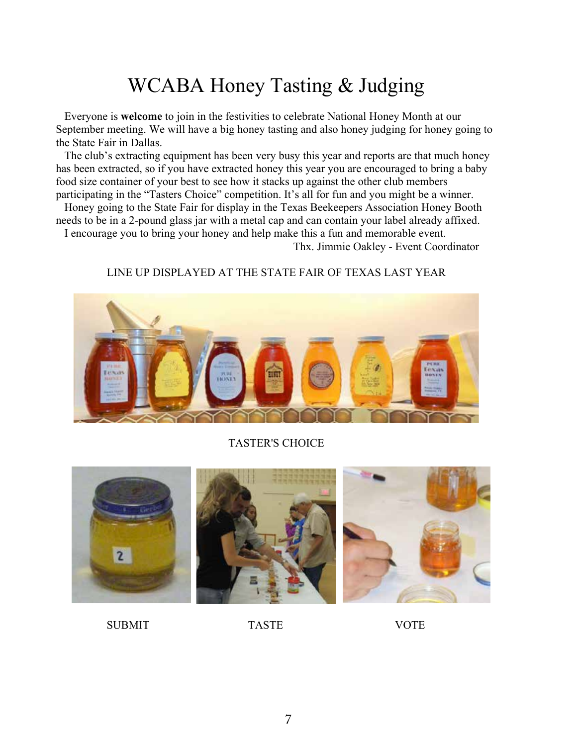# WCABA Honey Tasting & Judging

Everyone is **welcome** to join in the festivities to celebrate National Honey Month at our September meeting. We will have a big honey tasting and also honey judging for honey going to the State Fair in Dallas.

The club's extracting equipment has been very busy this year and reports are that much honey has been extracted, so if you have extracted honey this year you are encouraged to bring a baby food size container of your best to see how it stacks up against the other club members participating in the "Tasters Choice" competition. It's all for fun and you might be a winner.

Honey going to the State Fair for display in the Texas Beekeepers Association Honey Booth needs to be in a 2-pound glass jar with a metal cap and can contain your label already affixed.

I encourage you to bring your honey and help make this a fun and memorable event.

Thx. Jimmie Oakley - Event Coordinator

LINE UP DISPLAYED AT THE STATE FAIR OF TEXAS LAST YEAR

TASTER'S CHOICE

SUBMIT TASTE VOTE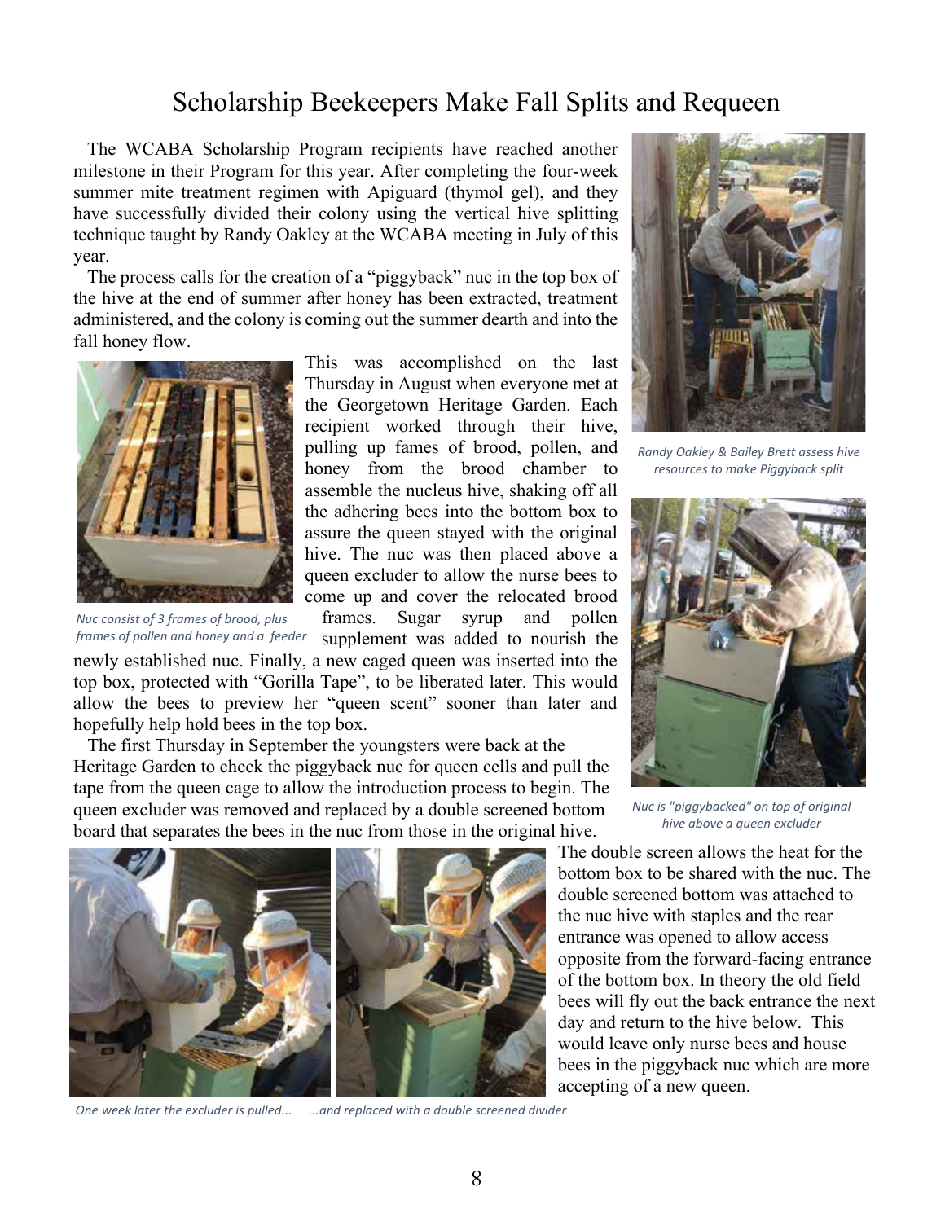# Scholarship Beekeepers Make Fall Splits and Requeen

The WCABA Scholarship Program recipients have reached another milestone in their Program for this year. After completing the four-week summer mite treatment regimen with Apiguard (thymol gel), and they have successfully divided their colony using the vertical hive splitting technique taught by Randy Oakley at the WCABA meeting in July of this year.

The process calls for the creation of a "piggyback" nuc in the top box of the hive at the end of summer after honey has been extracted, treatment administered, and the colony is coming out the summer dearth and into the fall honey flow.

This was accomplished on the last Thursday in August when everyone met at the Georgetown Heritage Garden. Each recipient worked through their hive, pulling up fames of brood, pollen, and honey from the brood chamber to assemble the nucleus hive, shaking off all the adhering bees into the bottom box to assure the queen stayed with the original hive. The nuc was then placed above a queen excluder to allow the nurse bees to come up and cover the relocated brood frames. Sugar syrup and pollen supplement was added to nourish the newly established nuc. Finally, a new caged queen was inserted into the top box, protected with "Gorilla Tape", to be liberated later. This would allow the bees to preview her "queen scent" sooner than later and hopefully help hold bees in the top box.

*Nuc consist of 3 frames of brood, plus frames of pollen and honey and a feeder*

*Randy Oakley & Bailey Brett assess hive resources to make Piggyback split*

*Nuc is "piggybacked" on top of original hive above a queen excluder*

The first Thursday in September the youngsters were back at the Heritage Garden to check the piggyback nuc for queen cells and pull the tape from the queen cage to allow the introduction process to begin. The queen excluder was removed and replaced by a double screened bottom board that separates the bees in the nuc from those in the original hive. The double screen allows the heat for the bottom box to be shared with the nuc. The double screened bottom was attached to the nuc hive with staples and the rear entrance was opened to allow access opposite from the forward-facing entrance of the bottom box. In theory the old field bees will fly out the back entrance the next day and return to the hive below. This would leave only nurse bees and house bees in the piggyback nuc which are more accepting of a new queen.

*One week later the excluder is pulled... ...and replaced with a double screened divider*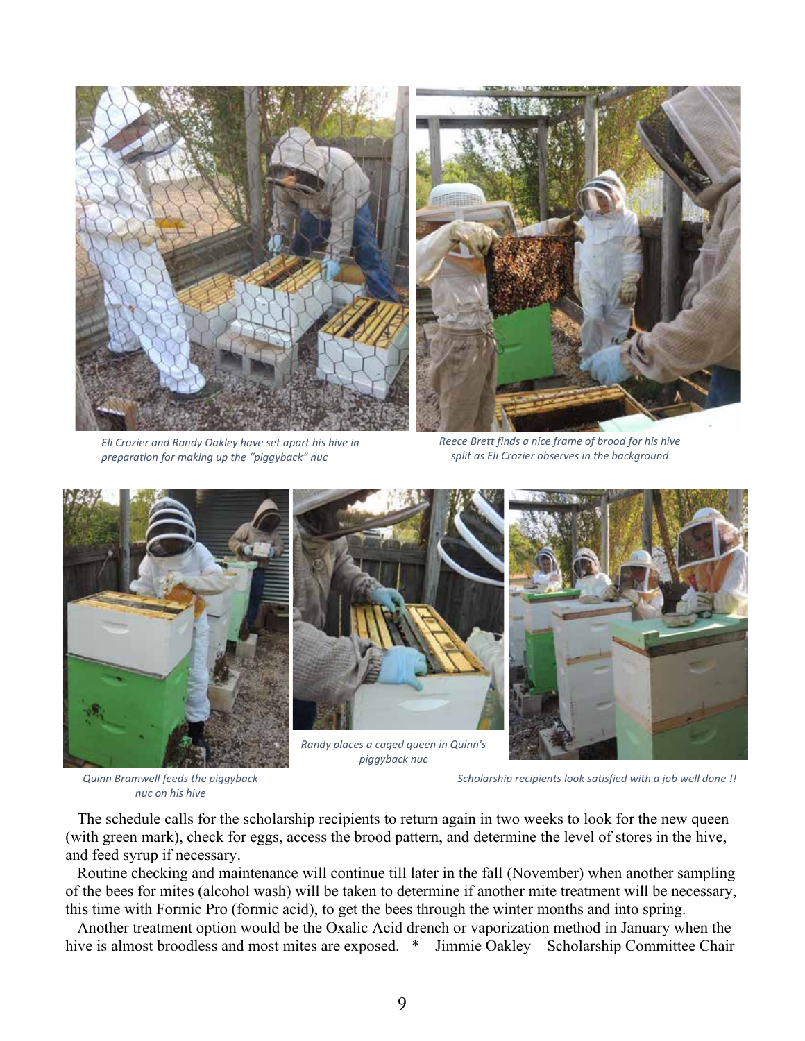*Eli Crozier and Randy Oakley have set apart his hive in preparation for making up the "piggyback" nuc*

*Reece Brett finds a nice frame of brood for his hive split as Eli Crozier observes in the background*

*Quinn Bramwell feeds the piggyback nuc on his hive*

*Randy places a caged queen in Quinn's piggyback nuc*

*Scholarship recipients look satisfied with a job well done !!*

The schedule calls for the scholarship recipients to return again in two weeks to look for the new queen (with green mark), check for eggs, access the brood pattern, and determine the level of stores in the hive, and feed syrup if necessary.

Routine checking and maintenance will continue till later in the fall (November) when another sampling of the bees for mites (alcohol wash) will be taken to determine if another mite treatment will be necessary, this time with Formic Pro (formic acid), to get the bees through the winter months and into spring.

Another treatment option would be the Oxalic Acid drench or vaporization method in January when the hive is almost broodless and most mites are exposed. * Jimmie Oakley – Scholarship Committee Chair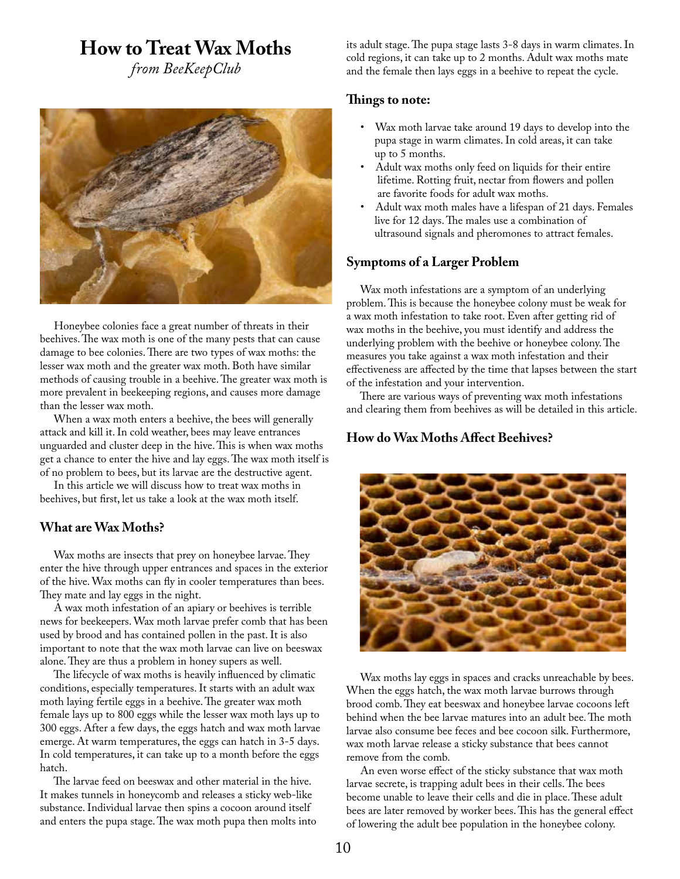# How to Treat Wax Moths

*from BeeKeepClub*

Honeybee colonies face a great number of threats in their beehives. The wax moth is one of the many pests that can cause damage to bee colonies. There are two types of wax moths: the lesser wax moth and the greater wax moth. Both have similar methods of causing trouble in a beehive. The greater wax moth is more prevalent in beekeeping regions, and causes more damage than the lesser wax moth.

When a wax moth enters a beehive, the bees will generally attack and kill it. In cold weather, bees may leave entrances unguarded and cluster deep in the hive. This is when wax moths get a chance to enter the hive and lay eggs. The wax moth itself is of no problem to bees, but its larvae are the destructive agent.

In this article we will discuss how to treat wax moths in beehives, but first, let us take a look at the wax moth itself.

## What are Wax Moths?

Wax moths are insects that prey on honeybee larvae. They enter the hive through upper entrances and spaces in the exterior of the hive. Wax moths can fly in cooler temperatures than bees. They mate and lay eggs in the night.

A wax moth infestation of an apiary or beehives is terrible news for beekeepers. Wax moth larvae prefer comb that has been used by brood and has contained pollen in the past. It is also important to note that the wax moth larvae can live on beeswax alone. They are thus a problem in honey supers as well.

The lifecycle of wax moths is heavily influenced by climatic conditions, especially temperatures. It starts with an adult wax moth laying fertile eggs in a beehive. The greater wax moth female lays up to 800 eggs while the lesser wax moth lays up to 300 eggs. After a few days, the eggs hatch and wax moth larvae emerge. At warm temperatures, the eggs can hatch in 3-5 days. In cold temperatures, it can take up to a month before the eggs hatch.

The larvae feed on beeswax and other material in the hive. It makes tunnels in honeycomb and releases a sticky web-like substance. Individual larvae then spins a cocoon around itself and enters the pupa stage. The wax moth pupa then molts into its adult stage. The pupa stage lasts 3-8 days in warm climates. In cold regions, it can take up to 2 months. Adult wax moths mate and the female then lays eggs in a beehive to repeat the cycle.

### Things to note:

- Wax moth larvae take around 19 days to develop into the pupa stage in warm climates. In cold areas, it can take up to 5 months.
- Adult wax moths only feed on liquids for their entire lifetime. Rotting fruit, nectar from flowers and pollen are favorite foods for adult wax moths.
- Adult wax moth males have a lifespan of 21 days. Females live for 12 days. The males use a combination of ultrasound signals and pheromones to attract females.

## Symptoms of a Larger Problem

Wax moth infestations are a symptom of an underlying problem. This is because the honeybee colony must be weak for a wax moth infestation to take root. Even after getting rid of wax moths in the beehive, you must identify and address the underlying problem with the beehive or honeybee colony. The measures you take against a wax moth infestation and their effectiveness are affected by the time that lapses between the start of the infestation and your intervention.

There are various ways of preventing wax moth infestations and clearing them from beehives as will be detailed in this article.

## How do Wax Moths Affect Beehives?

Wax moths lay eggs in spaces and cracks unreachable by bees. When the eggs hatch, the wax moth larvae burrows through brood comb. They eat beeswax and honeybee larvae cocoons left behind when the bee larvae matures into an adult bee. The moth larvae also consume bee feces and bee cocoon silk. Furthermore, wax moth larvae release a sticky substance that bees cannot remove from the comb.

An even worse effect of the sticky substance that wax moth larvae secrete, is trapping adult bees in their cells. The bees become unable to leave their cells and die in place. These adult bees are later removed by worker bees. This has the general effect of lowering the adult bee population in the honeybee colony.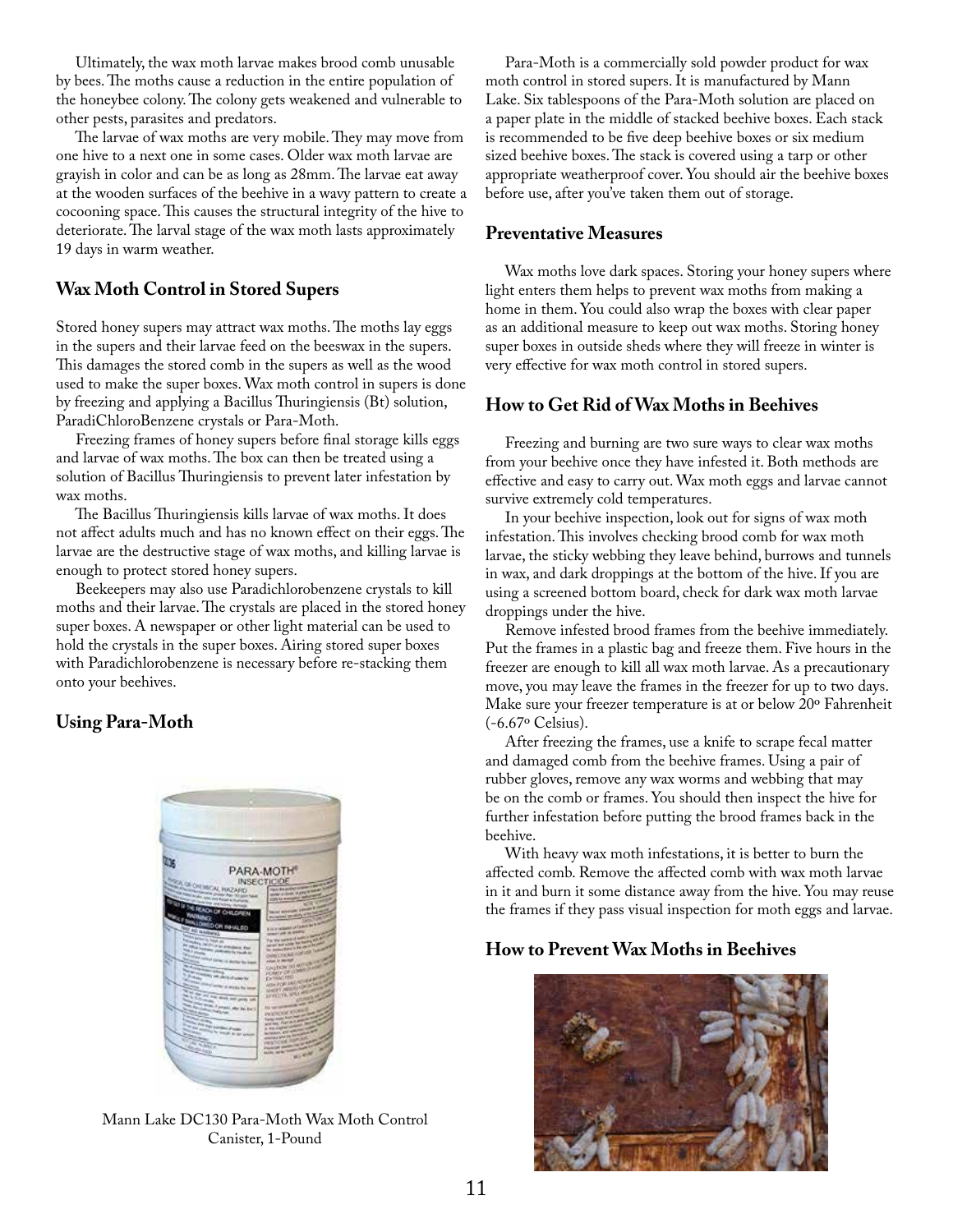Ultimately, the wax moth larvae makes brood comb unusable by bees. The moths cause a reduction in the entire population of the honeybee colony. The colony gets weakened and vulnerable to other pests, parasites and predators.

The larvae of wax moths are very mobile. They may move from one hive to a next one in some cases. Older wax moth larvae are grayish in color and can be as long as 28mm. The larvae eat away at the wooden surfaces of the beehive in a wavy pattern to create a cocooning space. This causes the structural integrity of the hive to deteriorate. The larval stage of the wax moth lasts approximately 19 days in warm weather.

## Wax Moth Control in Stored Supers

Stored honey supers may attract wax moths. The moths lay eggs in the supers and their larvae feed on the beeswax in the supers. This damages the stored comb in the supers as well as the wood used to make the super boxes. Wax moth control in supers is done by freezing and applying a Bacillus Thuringiensis (Bt) solution, ParadiChloroBenzene crystals or Para-Moth.

Freezing frames of honey supers before final storage kills eggs and larvae of wax moths. The box can then be treated using a solution of Bacillus Thuringiensis to prevent later infestation by wax moths.

The Bacillus Thuringiensis kills larvae of wax moths. It does not affect adults much and has no known effect on their eggs. The larvae are the destructive stage of wax moths, and killing larvae is enough to protect stored honey supers.

Beekeepers may also use Paradichlorobenzene crystals to kill moths and their larvae. The crystals are placed in the stored honey super boxes. A newspaper or other light material can be used to hold the crystals in the super boxes. Airing stored super boxes with Paradichlorobenzene is necessary before re-stacking them onto your beehives.

## Using Para-Moth

Mann Lake DC130 Para-Moth Wax Moth Control Canister, 1-Pound

Para-Moth is a commercially sold powder product for wax moth control in stored supers. It is manufactured by Mann Lake. Six tablespoons of the Para-Moth solution are placed on a paper plate in the middle of stacked beehive boxes. Each stack is recommended to be five deep beehive boxes or six medium sized beehive boxes. The stack is covered using a tarp or other appropriate weatherproof cover. You should air the beehive boxes before use, after you've taken them out of storage.

## Preventative Measures

Wax moths love dark spaces. Storing your honey supers where light enters them helps to prevent wax moths from making a home in them. You could also wrap the boxes with clear paper as an additional measure to keep out wax moths. Storing honey super boxes in outside sheds where they will freeze in winter is very effective for wax moth control in stored supers.

## How to Get Rid of Wax Moths in Beehives

Freezing and burning are two sure ways to clear wax moths from your beehive once they have infested it. Both methods are effective and easy to carry out. Wax moth eggs and larvae cannot survive extremely cold temperatures.

In your beehive inspection, look out for signs of wax moth infestation. This involves checking brood comb for wax moth larvae, the sticky webbing they leave behind, burrows and tunnels in wax, and dark droppings at the bottom of the hive. If you are using a screened bottom board, check for dark wax moth larvae droppings under the hive.

Remove infested brood frames from the beehive immediately. Put the frames in a plastic bag and freeze them. Five hours in the freezer are enough to kill all wax moth larvae. As a precautionary move, you may leave the frames in the freezer for up to two days. Make sure your freezer temperature is at or below 20º Fahrenheit (-6.67º Celsius).

After freezing the frames, use a knife to scrape fecal matter and damaged comb from the beehive frames. Using a pair of rubber gloves, remove any wax worms and webbing that may be on the comb or frames. You should then inspect the hive for further infestation before putting the brood frames back in the beehive.

With heavy wax moth infestations, it is better to burn the affected comb. Remove the affected comb with wax moth larvae in it and burn it some distance away from the hive. You may reuse the frames if they pass visual inspection for moth eggs and larvae.

## How to Prevent Wax Moths in Beehives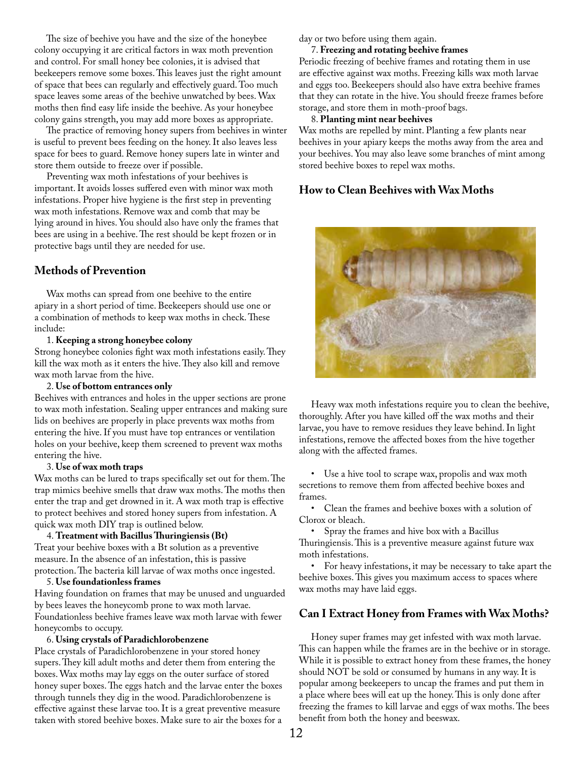The size of beehive you have and the size of the honeybee colony occupying it are critical factors in wax moth prevention and control. For small honey bee colonies, it is advised that beekeepers remove some boxes. This leaves just the right amount of space that bees can regularly and effectively guard. Too much space leaves some areas of the beehive unwatched by bees. Wax moths then find easy life inside the beehive. As your honeybee colony gains strength, you may add more boxes as appropriate.

The practice of removing honey supers from beehives in winter is useful to prevent bees feeding on the honey. It also leaves less space for bees to guard. Remove honey supers late in winter and store them outside to freeze over if possible.

Preventing wax moth infestations of your beehives is important. It avoids losses suffered even with minor wax moth infestations. Proper hive hygiene is the first step in preventing wax moth infestations. Remove wax and comb that may be lying around in hives. You should also have only the frames that bees are using in a beehive. The rest should be kept frozen or in protective bags until they are needed for use.

## Methods of Prevention

Wax moths can spread from one beehive to the entire apiary in a short period of time. Beekeepers should use one or a combination of methods to keep wax moths in check. These include:

1. **Keeping a strong honeybee colony**
Strong honeybee colonies fight wax moth infestations easily. They kill the wax moth as it enters the hive. They also kill and remove wax moth larvae from the hive.

2. **Use of bottom entrances only**
Beehives with entrances and holes in the upper sections are prone to wax moth infestation. Sealing upper entrances and making sure lids on beehives are properly in place prevents wax moths from entering the hive. If you must have top entrances or ventilation holes on your beehive, keep them screened to prevent wax moths entering the hive.

3. **Use of wax moth traps**
Wax moths can be lured to traps specifically set out for them. The trap mimics beehive smells that draw wax moths. The moths then enter the trap and get drowned in it. A wax moth trap is effective to protect beehives and stored honey supers from infestation. A quick wax moth DIY trap is outlined below.

4. **Treatment with Bacillus Thuringiensis (Bt)**
Treat your beehive boxes with a Bt solution as a preventive measure. In the absence of an infestation, this is passive protection. The bacteria kill larvae of wax moths once ingested.

5. **Use foundationless frames**
Having foundation on frames that may be unused and unguarded by bees leaves the honeycomb prone to wax moth larvae. Foundationless beehive frames leave wax moth larvae with fewer honeycombs to occupy.

6. **Using crystals of Paradichlorobenzene**
Place crystals of Paradichlorobenzene in your stored honey supers. They kill adult moths and deter them from entering the boxes. Wax moths may lay eggs on the outer surface of stored honey super boxes. The eggs hatch and the larvae enter the boxes through tunnels they dig in the wood. Paradichlorobenzene is effective against these larvae too. It is a great preventive measure taken with stored beehive boxes. Make sure to air the boxes for a day or two before using them again.

7. **Freezing and rotating beehive frames**
Periodic freezing of beehive frames and rotating them in use are effective against wax moths. Freezing kills wax moth larvae and eggs too. Beekeepers should also have extra beehive frames that they can rotate in the hive. You should freeze frames before storage, and store them in moth-proof bags.

8. **Planting mint near beehives**
Wax moths are repelled by mint. Planting a few plants near beehives in your apiary keeps the moths away from the area and your beehives. You may also leave some branches of mint among stored beehive boxes to repel wax moths.

## How to Clean Beehives with Wax Moths

Heavy wax moth infestations require you to clean the beehive, thoroughly. After you have killed off the wax moths and their larvae, you have to remove residues they leave behind. In light infestations, remove the affected boxes from the hive together along with the affected frames.

- Use a hive tool to scrape wax, propolis and wax moth secretions to remove them from affected beehive boxes and frames.
- Clean the frames and beehive boxes with a solution of Clorox or bleach.
- Spray the frames and hive box with a Bacillus Thuringiensis. This is a preventive measure against future wax moth infestations.
- For heavy infestations, it may be necessary to take apart the beehive boxes. This gives you maximum access to spaces where wax moths may have laid eggs.

## Can I Extract Honey from Frames with Wax Moths?

Honey super frames may get infested with wax moth larvae. This can happen while the frames are in the beehive or in storage. While it is possible to extract honey from these frames, the honey should NOT be sold or consumed by humans in any way. It is popular among beekeepers to uncap the frames and put them in a place where bees will eat up the honey. This is only done after freezing the frames to kill larvae and eggs of wax moths. The bees benefit from both the honey and beeswax.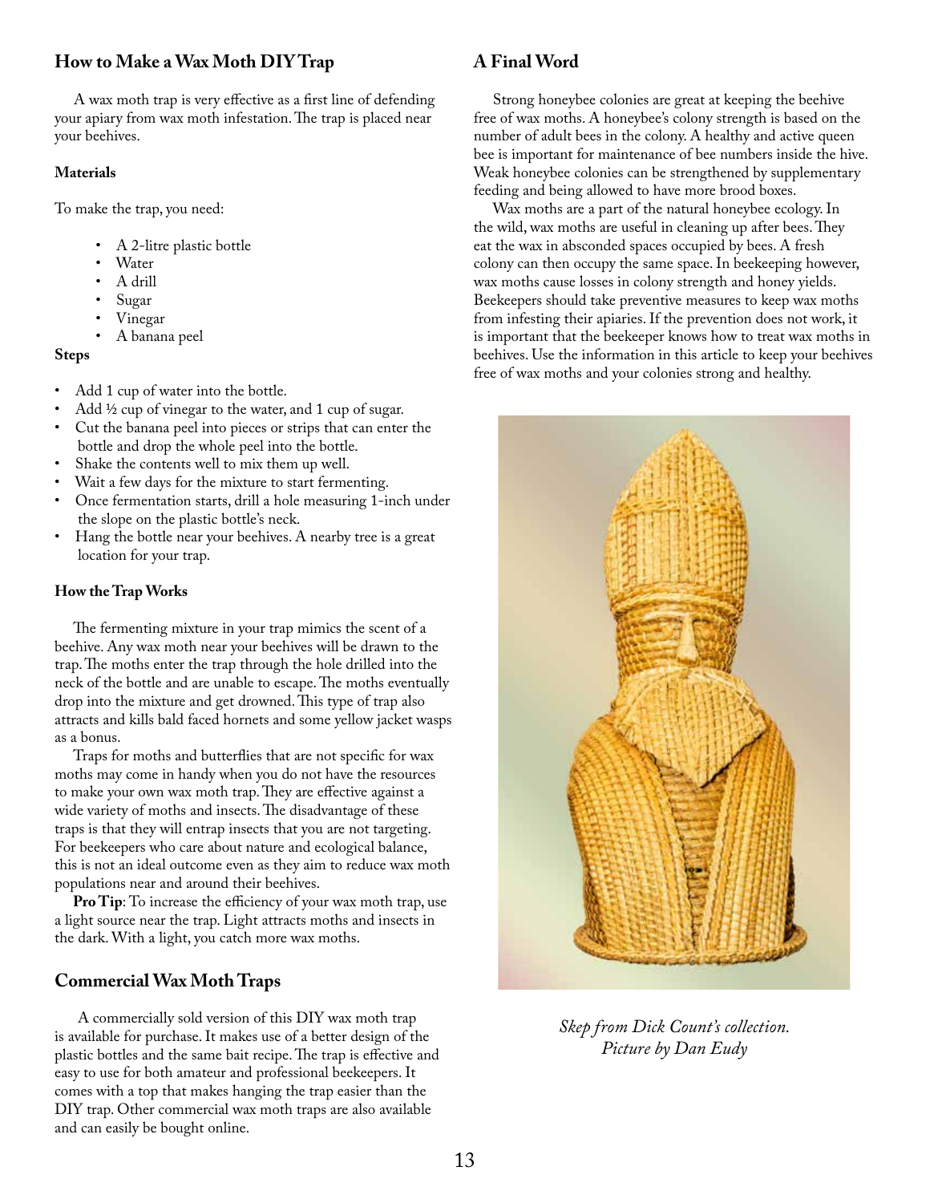## How to Make a Wax Moth DIY Trap

A wax moth trap is very effective as a first line of defending your apiary from wax moth infestation. The trap is placed near your beehives.

#### Materials

To make the trap, you need:

- A 2-litre plastic bottle
- Water
- A drill
- Sugar
- Vinegar
- A banana peel

#### Steps

- Add 1 cup of water into the bottle.
- Add ½ cup of vinegar to the water, and 1 cup of sugar.
- Cut the banana peel into pieces or strips that can enter the bottle and drop the whole peel into the bottle.
- Shake the contents well to mix them up well.
- Wait a few days for the mixture to start fermenting.
- Once fermentation starts, drill a hole measuring 1-inch under the slope on the plastic bottle's neck.
- Hang the bottle near your beehives. A nearby tree is a great location for your trap.

#### How the Trap Works

The fermenting mixture in your trap mimics the scent of a beehive. Any wax moth near your beehives will be drawn to the trap. The moths enter the trap through the hole drilled into the neck of the bottle and are unable to escape. The moths eventually drop into the mixture and get drowned. This type of trap also attracts and kills bald faced hornets and some yellow jacket wasps as a bonus.

Traps for moths and butterflies that are not specific for wax moths may come in handy when you do not have the resources to make your own wax moth trap. They are effective against a wide variety of moths and insects. The disadvantage of these traps is that they will entrap insects that you are not targeting. For beekeepers who care about nature and ecological balance, this is not an ideal outcome even as they aim to reduce wax moth populations near and around their beehives.

**Pro Tip**: To increase the efficiency of your wax moth trap, use a light source near the trap. Light attracts moths and insects in the dark. With a light, you catch more wax moths.

## Commercial Wax Moth Traps

A commercially sold version of this DIY wax moth trap is available for purchase. It makes use of a better design of the plastic bottles and the same bait recipe. The trap is effective and easy to use for both amateur and professional beekeepers. It comes with a top that makes hanging the trap easier than the DIY trap. Other commercial wax moth traps are also available and can easily be bought online.

## A Final Word

Strong honeybee colonies are great at keeping the beehive free of wax moths. A honeybee's colony strength is based on the number of adult bees in the colony. A healthy and active queen bee is important for maintenance of bee numbers inside the hive. Weak honeybee colonies can be strengthened by supplementary feeding and being allowed to have more brood boxes.

Wax moths are a part of the natural honeybee ecology. In the wild, wax moths are useful in cleaning up after bees. They eat the wax in absconded spaces occupied by bees. A fresh colony can then occupy the same space. In beekeeping however, wax moths cause losses in colony strength and honey yields. Beekeepers should take preventive measures to keep wax moths from infesting their apiaries. If the prevention does not work, it is important that the beekeeper knows how to treat wax moths in beehives. Use the information in this article to keep your beehives free of wax moths and your colonies strong and healthy.

*Skep from Dick Count's collection. Picture by Dan Eudy*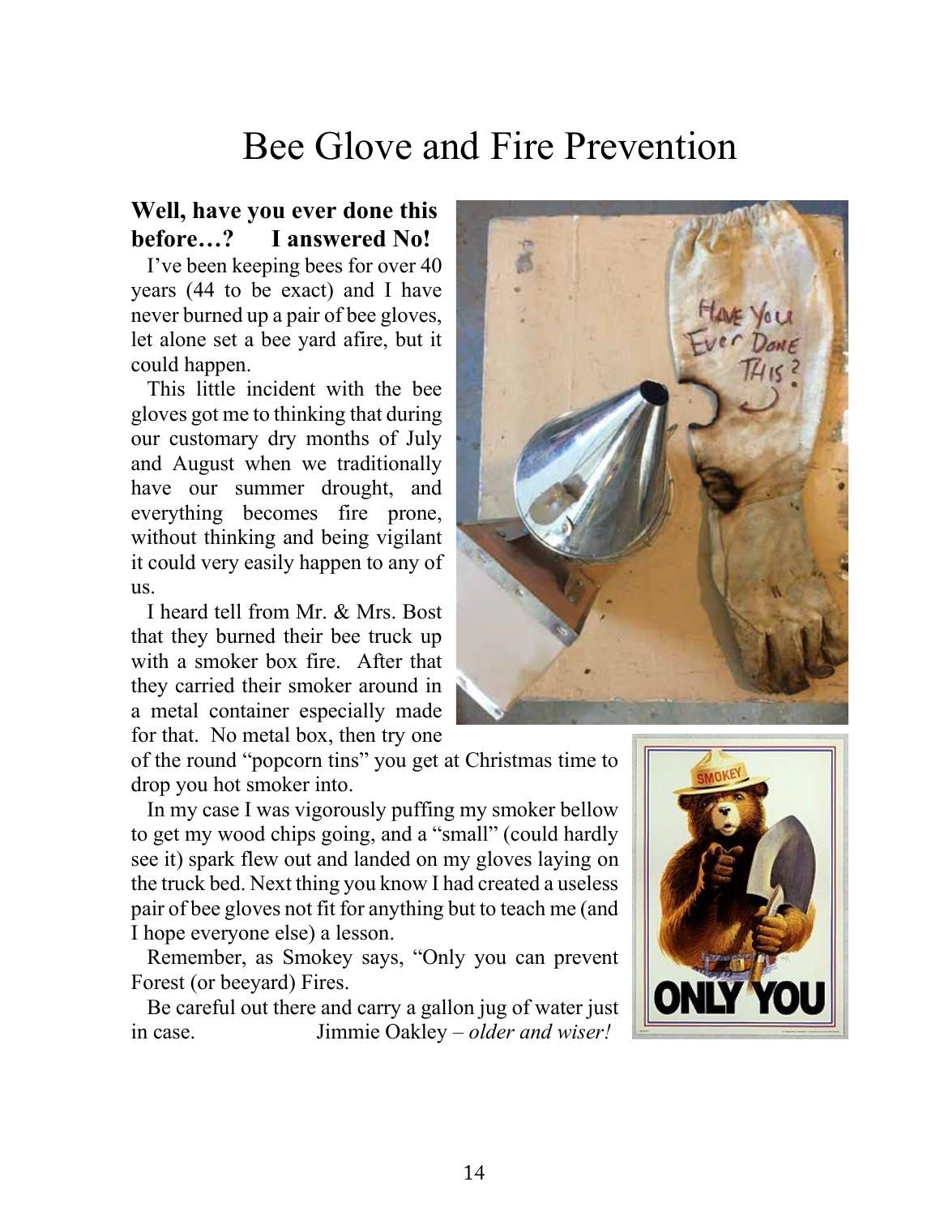# Bee Glove and Fire Prevention

**Well, have you ever done this before…? I answered No!**

I've been keeping bees for over 40 years (44 to be exact) and I have never burned up a pair of bee gloves, let alone set a bee yard afire, but it could happen.

This little incident with the bee gloves got me to thinking that during our customary dry months of July and August when we traditionally have our summer drought, and everything becomes fire prone, without thinking and being vigilant it could very easily happen to any of us.

I heard tell from Mr. & Mrs. Bost that they burned their bee truck up with a smoker box fire. After that they carried their smoker around in a metal container especially made for that. No metal box, then try one of the round "popcorn tins" you get at Christmas time to drop you hot smoker into.

In my case I was vigorously puffing my smoker bellow to get my wood chips going, and a "small" (could hardly see it) spark flew out and landed on my gloves laying on the truck bed. Next thing you know I had created a useless pair of bee gloves not fit for anything but to teach me (and I hope everyone else) a lesson.

Remember, as Smokey says, "Only you can prevent Forest (or beeyard) Fires.

Be careful out there and carry a gallon jug of water just in case. Jimmie Oakley – *older and wiser!*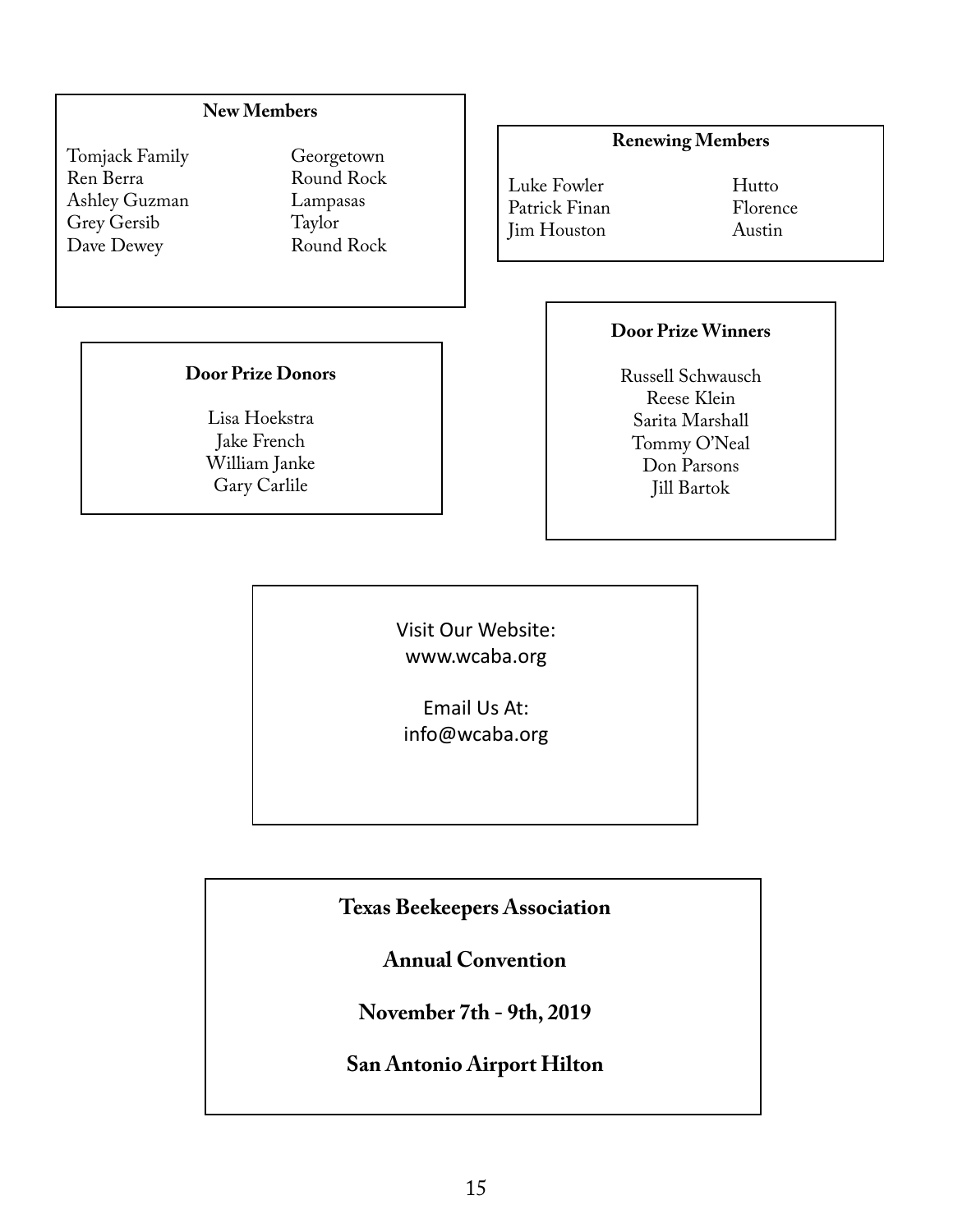**New Members**

| | |
|---|---|
| Tomjack Family | Georgetown |
| Ren Berra | Round Rock |
| Ashley Guzman | Lampasas |
| Grey Gersib | Taylor |
| Dave Dewey | Round Rock |

**Renewing Members**

| | |
|---|---|
| Luke Fowler | Hutto |
| Patrick Finan | Florence |
| Jim Houston | Austin |

**Door Prize Donors**

Lisa Hoekstra
Jake French
William Janke
Gary Carlile

**Door Prize Winners**

Russell Schwausch
Reese Klein
Sarita Marshall
Tommy O'Neal
Don Parsons
Jill Bartok

Visit Our Website:
www.wcaba.org

Email Us At:
info@wcaba.org

**Texas Beekeepers Association**

**Annual Convention**

**November 7th - 9th, 2019**

**San Antonio Airport Hilton**